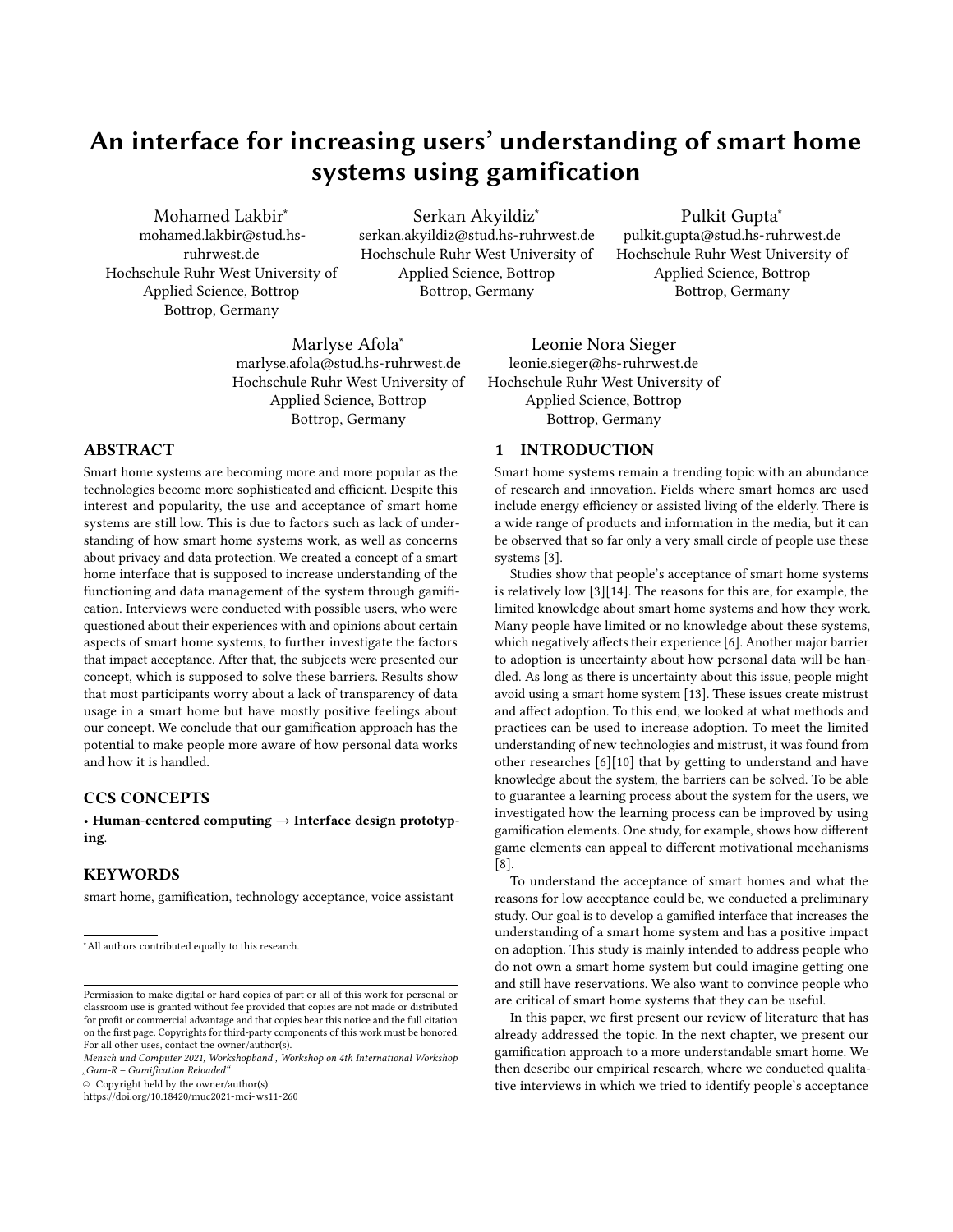# An interface for increasing users' understanding of smart home systems using gamification

Mohamed Lakbir*
mohamed.lakbir@stud.hs-ruhrwest.de
Hochschule Ruhr West University of Applied Science, Bottrop
Bottrop, Germany

Serkan Akyildiz*
serkan.akyildiz@stud.hs-ruhrwest.de
Hochschule Ruhr West University of Applied Science, Bottrop
Bottrop, Germany

Pulkit Gupta*
pulkit.gupta@stud.hs-ruhrwest.de
Hochschule Ruhr West University of Applied Science, Bottrop
Bottrop, Germany

Marlyse Afola*
marlyse.afola@stud.hs-ruhrwest.de
Hochschule Ruhr West University of Applied Science, Bottrop
Bottrop, Germany

Leonie Nora Sieger
leonie.sieger@hs-ruhrwest.de
Hochschule Ruhr West University of Applied Science, Bottrop
Bottrop, Germany

## ABSTRACT

Smart home systems are becoming more and more popular as the technologies become more sophisticated and efficient. Despite this interest and popularity, the use and acceptance of smart home systems are still low. This is due to factors such as lack of understanding of how smart home systems work, as well as concerns about privacy and data protection. We created a concept of a smart home interface that is supposed to increase understanding of the functioning and data management of the system through gamification. Interviews were conducted with possible users, who were questioned about their experiences with and opinions about certain aspects of smart home systems, to further investigate the factors that impact acceptance. After that, the subjects were presented our concept, which is supposed to solve these barriers. Results show that most participants worry about a lack of transparency of data usage in a smart home but have mostly positive feelings about our concept. We conclude that our gamification approach has the potential to make people more aware of how personal data works and how it is handled.

## CCS CONCEPTS

• **Human-centered computing → Interface design prototyping**.

## KEYWORDS

smart home, gamification, technology acceptance, voice assistant

*All authors contributed equally to this research.

Permission to make digital or hard copies of part or all of this work for personal or classroom use is granted without fee provided that copies are not made or distributed for profit or commercial advantage and that copies bear this notice and the full citation on the first page. Copyrights for third-party components of this work must be honored. For all other uses, contact the owner/author(s).

*Mensch und Computer 2021, Workshopband , Workshop on 4th International Workshop „Gam-R – Gamification Reloaded“*

© Copyright held by the owner/author(s).

https://doi.org/10.18420/muc2021-mci-ws11-260

## 1 INTRODUCTION

Smart home systems remain a trending topic with an abundance of research and innovation. Fields where smart homes are used include energy efficiency or assisted living of the elderly. There is a wide range of products and information in the media, but it can be observed that so far only a very small circle of people use these systems [3].

Studies show that people's acceptance of smart home systems is relatively low [3][14]. The reasons for this are, for example, the limited knowledge about smart home systems and how they work. Many people have limited or no knowledge about these systems, which negatively affects their experience [6]. Another major barrier to adoption is uncertainty about how personal data will be handled. As long as there is uncertainty about this issue, people might avoid using a smart home system [13]. These issues create mistrust and affect adoption. To this end, we looked at what methods and practices can be used to increase adoption. To meet the limited understanding of new technologies and mistrust, it was found from other researches [6][10] that by getting to understand and have knowledge about the system, the barriers can be solved. To be able to guarantee a learning process about the system for the users, we investigated how the learning process can be improved by using gamification elements. One study, for example, shows how different game elements can appeal to different motivational mechanisms [8].

To understand the acceptance of smart homes and what the reasons for low acceptance could be, we conducted a preliminary study. Our goal is to develop a gamified interface that increases the understanding of a smart home system and has a positive impact on adoption. This study is mainly intended to address people who do not own a smart home system but could imagine getting one and still have reservations. We also want to convince people who are critical of smart home systems that they can be useful.

In this paper, we first present our review of literature that has already addressed the topic. In the next chapter, we present our gamification approach to a more understandable smart home. We then describe our empirical research, where we conducted qualitative interviews in which we tried to identify people's acceptance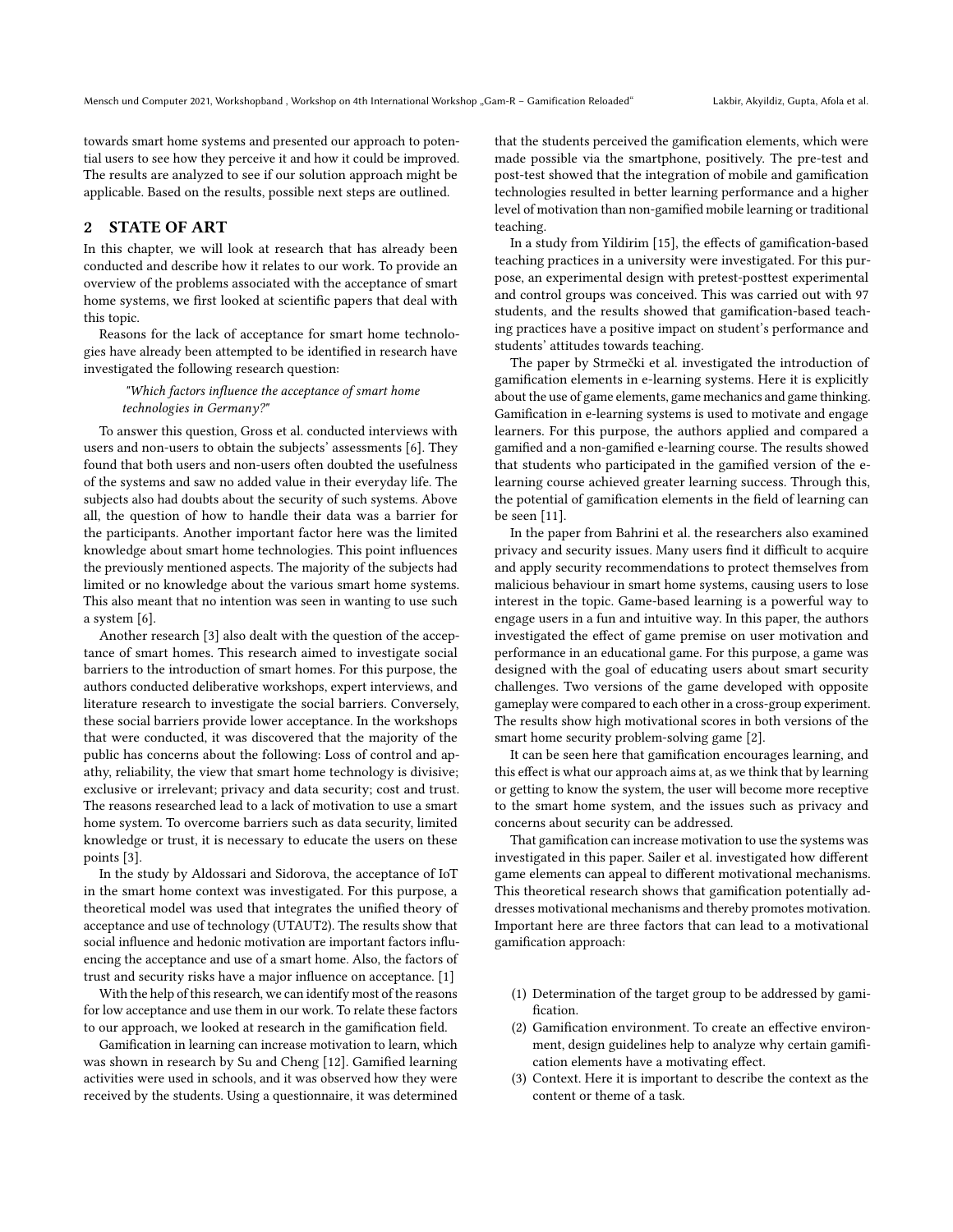towards smart home systems and presented our approach to potential users to see how they perceive it and how it could be improved. The results are analyzed to see if our solution approach might be applicable. Based on the results, possible next steps are outlined.

## 2 STATE OF ART

In this chapter, we will look at research that has already been conducted and describe how it relates to our work. To provide an overview of the problems associated with the acceptance of smart home systems, we first looked at scientific papers that deal with this topic.

Reasons for the lack of acceptance for smart home technologies have already been attempted to be identified in research have investigated the following research question:

> *"Which factors influence the acceptance of smart home technologies in Germany?"*

To answer this question, Gross et al. conducted interviews with users and non-users to obtain the subjects' assessments [6]. They found that both users and non-users often doubted the usefulness of the systems and saw no added value in their everyday life. The subjects also had doubts about the security of such systems. Above all, the question of how to handle their data was a barrier for the participants. Another important factor here was the limited knowledge about smart home technologies. This point influences the previously mentioned aspects. The majority of the subjects had limited or no knowledge about the various smart home systems. This also meant that no intention was seen in wanting to use such a system [6].

Another research [3] also dealt with the question of the acceptance of smart homes. This research aimed to investigate social barriers to the introduction of smart homes. For this purpose, the authors conducted deliberative workshops, expert interviews, and literature research to investigate the social barriers. Conversely, these social barriers provide lower acceptance. In the workshops that were conducted, it was discovered that the majority of the public has concerns about the following: Loss of control and apathy, reliability, the view that smart home technology is divisive; exclusive or irrelevant; privacy and data security; cost and trust. The reasons researched lead to a lack of motivation to use a smart home system. To overcome barriers such as data security, limited knowledge or trust, it is necessary to educate the users on these points [3].

In the study by Aldossari and Sidorova, the acceptance of IoT in the smart home context was investigated. For this purpose, a theoretical model was used that integrates the unified theory of acceptance and use of technology (UTAUT2). The results show that social influence and hedonic motivation are important factors influencing the acceptance and use of a smart home. Also, the factors of trust and security risks have a major influence on acceptance. [1]

With the help of this research, we can identify most of the reasons for low acceptance and use them in our work. To relate these factors to our approach, we looked at research in the gamification field.

Gamification in learning can increase motivation to learn, which was shown in research by Su and Cheng [12]. Gamified learning activities were used in schools, and it was observed how they were received by the students. Using a questionnaire, it was determined that the students perceived the gamification elements, which were made possible via the smartphone, positively. The pre-test and post-test showed that the integration of mobile and gamification technologies resulted in better learning performance and a higher level of motivation than non-gamified mobile learning or traditional teaching.

In a study from Yildirim [15], the effects of gamification-based teaching practices in a university were investigated. For this purpose, an experimental design with pretest-posttest experimental and control groups was conceived. This was carried out with 97 students, and the results showed that gamification-based teaching practices have a positive impact on student's performance and students' attitudes towards teaching.

The paper by Strmečki et al. investigated the introduction of gamification elements in e-learning systems. Here it is explicitly about the use of game elements, game mechanics and game thinking. Gamification in e-learning systems is used to motivate and engage learners. For this purpose, the authors applied and compared a gamified and a non-gamified e-learning course. The results showed that students who participated in the gamified version of the e-learning course achieved greater learning success. Through this, the potential of gamification elements in the field of learning can be seen [11].

In the paper from Bahrini et al. the researchers also examined privacy and security issues. Many users find it difficult to acquire and apply security recommendations to protect themselves from malicious behaviour in smart home systems, causing users to lose interest in the topic. Game-based learning is a powerful way to engage users in a fun and intuitive way. In this paper, the authors investigated the effect of game premise on user motivation and performance in an educational game. For this purpose, a game was designed with the goal of educating users about smart security challenges. Two versions of the game developed with opposite gameplay were compared to each other in a cross-group experiment. The results show high motivational scores in both versions of the smart home security problem-solving game [2].

It can be seen here that gamification encourages learning, and this effect is what our approach aims at, as we think that by learning or getting to know the system, the user will become more receptive to the smart home system, and the issues such as privacy and concerns about security can be addressed.

That gamification can increase motivation to use the systems was investigated in this paper. Sailer et al. investigated how different game elements can appeal to different motivational mechanisms. This theoretical research shows that gamification potentially addresses motivational mechanisms and thereby promotes motivation. Important here are three factors that can lead to a motivational gamification approach:

1. Determination of the target group to be addressed by gamification.
2. Gamification environment. To create an effective environment, design guidelines help to analyze why certain gamification elements have a motivating effect.
3. Context. Here it is important to describe the context as the content or theme of a task.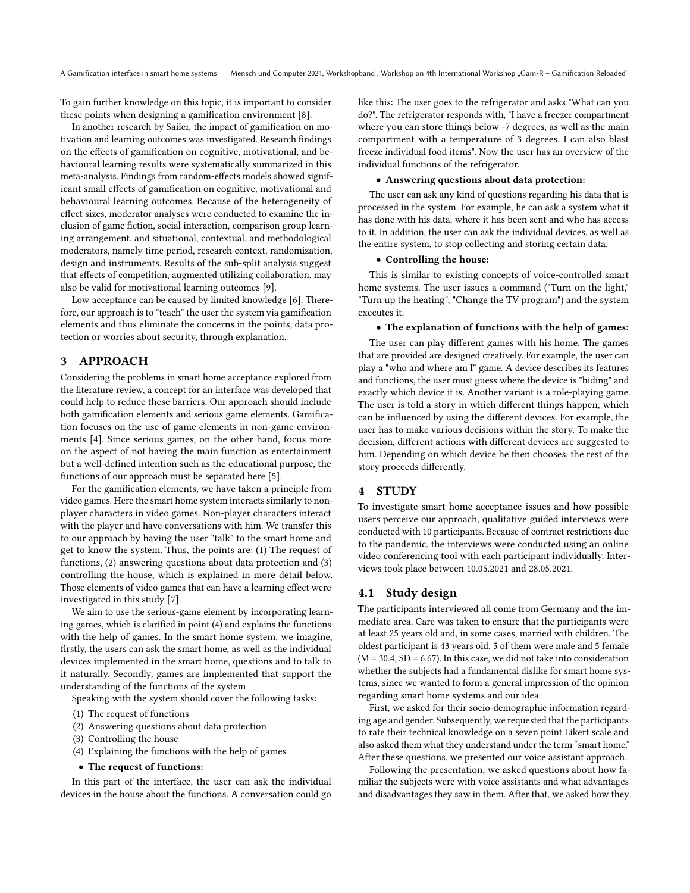To gain further knowledge on this topic, it is important to consider these points when designing a gamification environment [8].

In another research by Sailer, the impact of gamification on motivation and learning outcomes was investigated. Research findings on the effects of gamification on cognitive, motivational, and behavioural learning results were systematically summarized in this meta-analysis. Findings from random-effects models showed significant small effects of gamification on cognitive, motivational and behavioural learning outcomes. Because of the heterogeneity of effect sizes, moderator analyses were conducted to examine the inclusion of game fiction, social interaction, comparison group learning arrangement, and situational, contextual, and methodological moderators, namely time period, research context, randomization, design and instruments. Results of the sub-split analysis suggest that effects of competition, augmented utilizing collaboration, may also be valid for motivational learning outcomes [9].

Low acceptance can be caused by limited knowledge [6]. Therefore, our approach is to "teach" the user the system via gamification elements and thus eliminate the concerns in the points, data protection or worries about security, through explanation.

## 3 APPROACH

Considering the problems in smart home acceptance explored from the literature review, a concept for an interface was developed that could help to reduce these barriers. Our approach should include both gamification elements and serious game elements. Gamification focuses on the use of game elements in non-game environments [4]. Since serious games, on the other hand, focus more on the aspect of not having the main function as entertainment but a well-defined intention such as the educational purpose, the functions of our approach must be separated here [5].

For the gamification elements, we have taken a principle from video games. Here the smart home system interacts similarly to non-player characters in video games. Non-player characters interact with the player and have conversations with him. We transfer this to our approach by having the user "talk" to the smart home and get to know the system. Thus, the points are: (1) The request of functions, (2) answering questions about data protection and (3) controlling the house, which is explained in more detail below. Those elements of video games that can have a learning effect were investigated in this study [7].

We aim to use the serious-game element by incorporating learning games, which is clarified in point (4) and explains the functions with the help of games. In the smart home system, we imagine, firstly, the users can ask the smart home, as well as the individual devices implemented in the smart home, questions and to talk to it naturally. Secondly, games are implemented that support the understanding of the functions of the system

Speaking with the system should cover the following tasks:

(1) The request of functions
(2) Answering questions about data protection
(3) Controlling the house
(4) Explaining the functions with the help of games

- **The request of functions:**

In this part of the interface, the user can ask the individual devices in the house about the functions. A conversation could go like this: The user goes to the refrigerator and asks "What can you do?". The refrigerator responds with, "I have a freezer compartment where you can store things below -7 degrees, as well as the main compartment with a temperature of 3 degrees. I can also blast freeze individual food items". Now the user has an overview of the individual functions of the refrigerator.

- **Answering questions about data protection:**

The user can ask any kind of questions regarding his data that is processed in the system. For example, he can ask a system what it has done with his data, where it has been sent and who has access to it. In addition, the user can ask the individual devices, as well as the entire system, to stop collecting and storing certain data.

- **Controlling the house:**

This is similar to existing concepts of voice-controlled smart home systems. The user issues a command ("Turn on the light," "Turn up the heating", "Change the TV program") and the system executes it.

- **The explanation of functions with the help of games:**

The user can play different games with his home. The games that are provided are designed creatively. For example, the user can play a "who and where am I" game. A device describes its features and functions, the user must guess where the device is "hiding" and exactly which device it is. Another variant is a role-playing game. The user is told a story in which different things happen, which can be influenced by using the different devices. For example, the user has to make various decisions within the story. To make the decision, different actions with different devices are suggested to him. Depending on which device he then chooses, the rest of the story proceeds differently.

## 4 STUDY

To investigate smart home acceptance issues and how possible users perceive our approach, qualitative guided interviews were conducted with 10 participants. Because of contract restrictions due to the pandemic, the interviews were conducted using an online video conferencing tool with each participant individually. Interviews took place between 10.05.2021 and 28.05.2021.

### 4.1 Study design

The participants interviewed all come from Germany and the immediate area. Care was taken to ensure that the participants were at least 25 years old and, in some cases, married with children. The oldest participant is 43 years old, 5 of them were male and 5 female ($M = 30.4$, $SD = 6.67$). In this case, we did not take into consideration whether the subjects had a fundamental dislike for smart home systems, since we wanted to form a general impression of the opinion regarding smart home systems and our idea.

First, we asked for their socio-demographic information regarding age and gender. Subsequently, we requested that the participants to rate their technical knowledge on a seven point Likert scale and also asked them what they understand under the term "smart home." After these questions, we presented our voice assistant approach.

Following the presentation, we asked questions about how familiar the subjects were with voice assistants and what advantages and disadvantages they saw in them. After that, we asked how they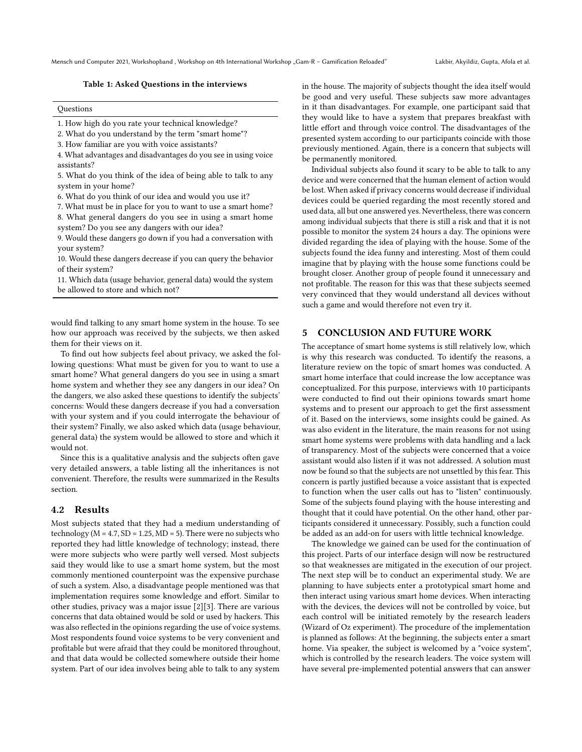**Table 1: Asked Questions in the interviews**

| Questions |
|---|
| 1. How high do you rate your technical knowledge? |
| 2. What do you understand by the term "smart home"? |
| 3. How familiar are you with voice assistants? |
| 4. What advantages and disadvantages do you see in using voice assistants? |
| 5. What do you think of the idea of being able to talk to any system in your home? |
| 6. What do you think of our idea and would you use it? |
| 7. What must be in place for you to want to use a smart home? |
| 8. What general dangers do you see in using a smart home system? Do you see any dangers with our idea? |
| 9. Would these dangers go down if you had a conversation with your system? |
| 10. Would these dangers decrease if you can query the behavior of their system? |
| 11. Which data (usage behavior, general data) would the system be allowed to store and which not? |

would find talking to any smart home system in the house. To see how our approach was received by the subjects, we then asked them for their views on it.

To find out how subjects feel about privacy, we asked the following questions: What must be given for you to want to use a smart home? What general dangers do you see in using a smart home system and whether they see any dangers in our idea? On the dangers, we also asked these questions to identify the subjects' concerns: Would these dangers decrease if you had a conversation with your system and if you could interrogate the behaviour of their system? Finally, we also asked which data (usage behaviour, general data) the system would be allowed to store and which it would not.

Since this is a qualitative analysis and the subjects often gave very detailed answers, a table listing all the inheritances is not convenient. Therefore, the results were summarized in the Results section.

### 4.2 Results

Most subjects stated that they had a medium understanding of technology ($M = 4.7, SD = 1.25, MD = 5$). There were no subjects who reported they had little knowledge of technology; instead, there were more subjects who were partly well versed. Most subjects said they would like to use a smart home system, but the most commonly mentioned counterpoint was the expensive purchase of such a system. Also, a disadvantage people mentioned was that implementation requires some knowledge and effort. Similar to other studies, privacy was a major issue [2][3]. There are various concerns that data obtained would be sold or used by hackers. This was also reflected in the opinions regarding the use of voice systems. Most respondents found voice systems to be very convenient and profitable but were afraid that they could be monitored throughout, and that data would be collected somewhere outside their home system. Part of our idea involves being able to talk to any system in the house. The majority of subjects thought the idea itself would be good and very useful. These subjects saw more advantages in it than disadvantages. For example, one participant said that they would like to have a system that prepares breakfast with little effort and through voice control. The disadvantages of the presented system according to our participants coincide with those previously mentioned. Again, there is a concern that subjects will be permanently monitored.

Individual subjects also found it scary to be able to talk to any device and were concerned that the human element of action would be lost. When asked if privacy concerns would decrease if individual devices could be queried regarding the most recently stored and used data, all but one answered yes. Nevertheless, there was concern among individual subjects that there is still a risk and that it is not possible to monitor the system 24 hours a day. The opinions were divided regarding the idea of playing with the house. Some of the subjects found the idea funny and interesting. Most of them could imagine that by playing with the house some functions could be brought closer. Another group of people found it unnecessary and not profitable. The reason for this was that these subjects seemed very convinced that they would understand all devices without such a game and would therefore not even try it.

## 5 CONCLUSION AND FUTURE WORK

The acceptance of smart home systems is still relatively low, which is why this research was conducted. To identify the reasons, a literature review on the topic of smart homes was conducted. A smart home interface that could increase the low acceptance was conceptualized. For this purpose, interviews with 10 participants were conducted to find out their opinions towards smart home systems and to present our approach to get the first assessment of it. Based on the interviews, some insights could be gained. As was also evident in the literature, the main reasons for not using smart home systems were problems with data handling and a lack of transparency. Most of the subjects were concerned that a voice assistant would also listen if it was not addressed. A solution must now be found so that the subjects are not unsettled by this fear. This concern is partly justified because a voice assistant that is expected to function when the user calls out has to "listen" continuously. Some of the subjects found playing with the house interesting and thought that it could have potential. On the other hand, other participants considered it unnecessary. Possibly, such a function could be added as an add-on for users with little technical knowledge.

The knowledge we gained can be used for the continuation of this project. Parts of our interface design will now be restructured so that weaknesses are mitigated in the execution of our project. The next step will be to conduct an experimental study. We are planning to have subjects enter a prototypical smart home and then interact using various smart home devices. When interacting with the devices, the devices will not be controlled by voice, but each control will be initiated remotely by the research leaders (Wizard of Oz experiment). The procedure of the implementation is planned as follows: At the beginning, the subjects enter a smart home. Via speaker, the subject is welcomed by a "voice system", which is controlled by the research leaders. The voice system will have several pre-implemented potential answers that can answer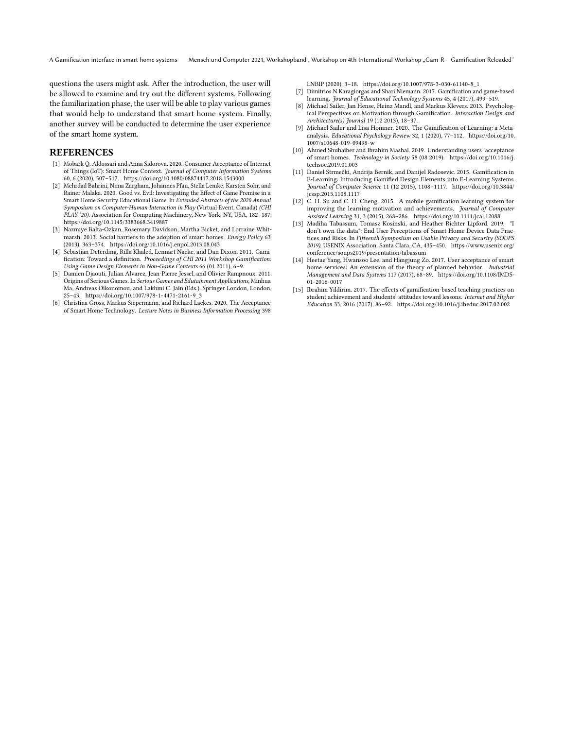questions the users might ask. After the introduction, the user will be allowed to examine and try out the different systems. Following the familiarization phase, the user will be able to play various games that would help to understand that smart home system. Finally, another survey will be conducted to determine the user experience of the smart home system.

## REFERENCES

[1] Mobark Q. Aldossari and Anna Sidorova. 2020. Consumer Acceptance of Internet of Things (IoT): Smart Home Context. *Journal of Computer Information Systems* 60, 6 (2020), 507–517. https://doi.org/10.1080/08874417.2018.1543000

[2] Mehrdad Bahrini, Nima Zargham, Johannes Pfau, Stella Lemke, Karsten Sohr, and Rainer Malaka. 2020. Good vs. Evil: Investigating the Effect of Game Premise in a Smart Home Security Educational Game. In *Extended Abstracts of the 2020 Annual Symposium on Computer-Human Interaction in Play* (Virtual Event, Canada) *(CHI PLAY '20)*. Association for Computing Machinery, New York, NY, USA, 182–187. https://doi.org/10.1145/3383668.3419887

[3] Nazmiye Balta-Ozkan, Rosemary Davidson, Martha Bicket, and Lorraine Whitmarsh. 2013. Social barriers to the adoption of smart homes. *Energy Policy* 63 (2013), 363–374. https://doi.org/10.1016/j.enpol.2013.08.043

[4] Sebastian Deterding, Rilla Khaled, Lennart Nacke, and Dan Dixon. 2011. Gamification: Toward a definition. *Proceedings of CHI 2011 Workshop Gamification: Using Game Design Elements in Non-Game Contexts* 66 (01 2011), 6–9.

[5] Damien Djaouti, Julian Alvarez, Jean-Pierre Jessel, and Olivier Rampnoux. 2011. Origins of Serious Games. In *Serious Games and Edutainment Applications*, Minhua Ma, Andreas Oikonomou, and Lakhmi C. Jain (Eds.). Springer London, London, 25–43. https://doi.org/10.1007/978-1-4471-2161-9_3

[6] Christina Gross, Markus Siepermann, and Richard Lackes. 2020. The Acceptance of Smart Home Technology. *Lecture Notes in Business Information Processing* 398 LNBIP (2020), 3–18. https://doi.org/10.1007/978-3-030-61140-8_1

[7] Dimitrios N Karagiorgas and Shari Niemann. 2017. Gamification and game-based learning. *Journal of Educational Technology Systems* 45, 4 (2017), 499–519.

[8] Michael Sailer, Jan Hense, Heinz Mandl, and Markus Klevers. 2013. Psychological Perspectives on Motivation through Gamification. *Interaction Design and Architecture(s) Journal* 19 (12 2013), 18–37.

[9] Michael Sailer and Lisa Homner. 2020. The Gamification of Learning: a Meta-analysis. *Educational Psychology Review* 32, 1 (2020), 77–112. https://doi.org/10.1007/s10648-019-09498-w

[10] Ahmed Shuhaiber and Ibrahim Mashal. 2019. Understanding users' acceptance of smart homes. *Technology in Society* 58 (08 2019). https://doi.org/10.1016/j.techsoc.2019.01.003

[11] Daniel Strmečki, Andrija Bernik, and Danijel Radosevic. 2015. Gamification in E-Learning: Introducing Gamified Design Elements into E-Learning Systems. *Journal of Computer Science* 11 (12 2015), 1108–1117. https://doi.org/10.3844/jcssp.2015.1108.1117

[12] C. H. Su and C. H. Cheng. 2015. A mobile gamification learning system for improving the learning motivation and achievements. *Journal of Computer Assisted Learning* 31, 3 (2015), 268–286. https://doi.org/10.1111/jcal.12088

[13] Madiha Tabassum, Tomasz Kosinski, and Heather Richter Lipford. 2019. "I don't own the data": End User Perceptions of Smart Home Device Data Practices and Risks. In *Fifteenth Symposium on Usable Privacy and Security (SOUPS 2019)*. USENIX Association, Santa Clara, CA, 435–450. https://www.usenix.org/conference/soups2019/presentation/tabassum

[14] Heetae Yang, Hwansoo Lee, and Hangjung Zo. 2017. User acceptance of smart home services: An extension of the theory of planned behavior. *Industrial Management and Data Systems* 117 (2017), 68–89. https://doi.org/10.1108/IMDS-01-2016-0017

[15] Ibrahim Yildirim. 2017. The effects of gamification-based teaching practices on student achievement and students' attitudes toward lessons. *Internet and Higher Education* 33, 2016 (2017), 86–92. https://doi.org/10.1016/j.iheduc.2017.02.002